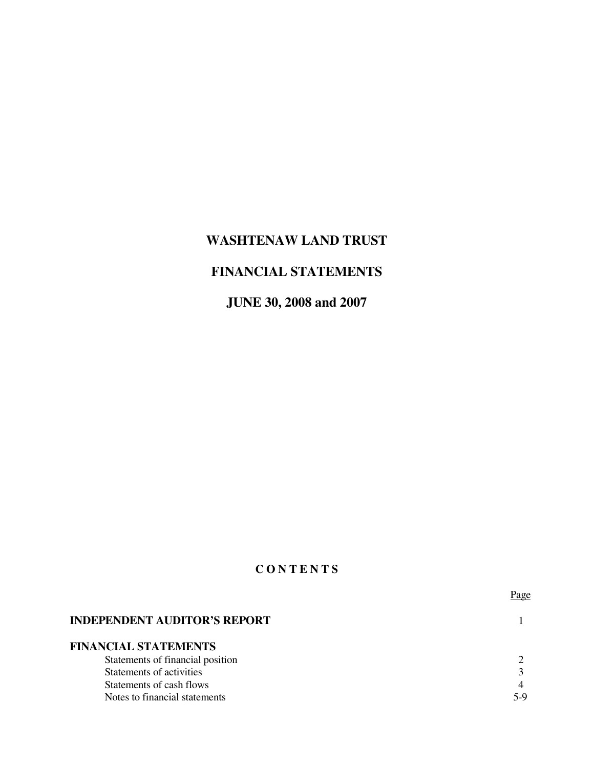# WASHTENAW LAND TRUST

## FINANCIAL STATEMENTS

## JUNE 30, 2008 and 2007

### C O N T E N T S

| | Page |
|---|---|
| **INDEPENDENT AUDITOR'S REPORT** | 1 |
| **FINANCIAL STATEMENTS** | |
| Statements of financial position | 2 |
| Statements of activities | 3 |
| Statements of cash flows | 4 |
| Notes to financial statements | 5-9 |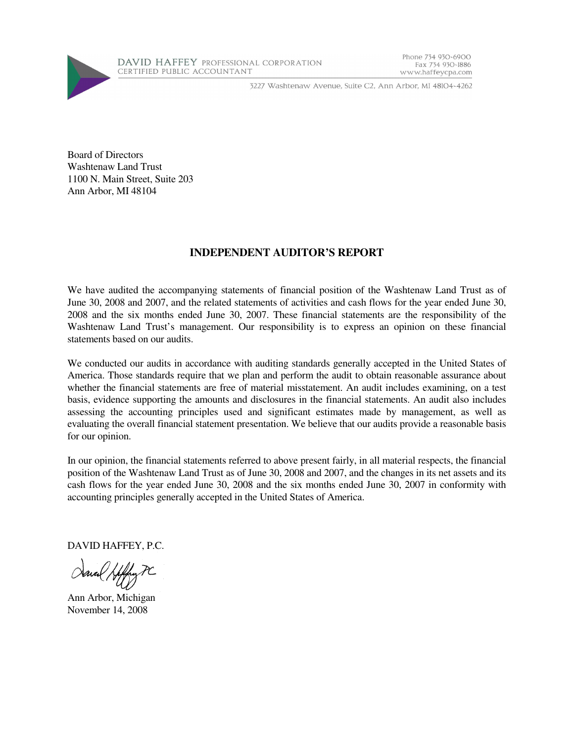DAVID HAFFEY PROFESSIONAL CORPORATION
CERTIFIED PUBLIC ACCOUNTANT

Phone 734 930-6900
Fax 734 930-1886
www.haffeycpa.com

3227 Washtenaw Avenue, Suite C2, Ann Arbor, MI 48104-4262

Board of Directors
Washtenaw Land Trust
1100 N. Main Street, Suite 203
Ann Arbor, MI 48104

## INDEPENDENT AUDITOR'S REPORT

We have audited the accompanying statements of financial position of the Washtenaw Land Trust as of June 30, 2008 and 2007, and the related statements of activities and cash flows for the year ended June 30, 2008 and the six months ended June 30, 2007. These financial statements are the responsibility of the Washtenaw Land Trust's management. Our responsibility is to express an opinion on these financial statements based on our audits.

We conducted our audits in accordance with auditing standards generally accepted in the United States of America. Those standards require that we plan and perform the audit to obtain reasonable assurance about whether the financial statements are free of material misstatement. An audit includes examining, on a test basis, evidence supporting the amounts and disclosures in the financial statements. An audit also includes assessing the accounting principles used and significant estimates made by management, as well as evaluating the overall financial statement presentation. We believe that our audits provide a reasonable basis for our opinion.

In our opinion, the financial statements referred to above present fairly, in all material respects, the financial position of the Washtenaw Land Trust as of June 30, 2008 and 2007, and the changes in its net assets and its cash flows for the year ended June 30, 2008 and the six months ended June 30, 2007 in conformity with accounting principles generally accepted in the United States of America.

DAVID HAFFEY, P.C.

Ann Arbor, Michigan
November 14, 2008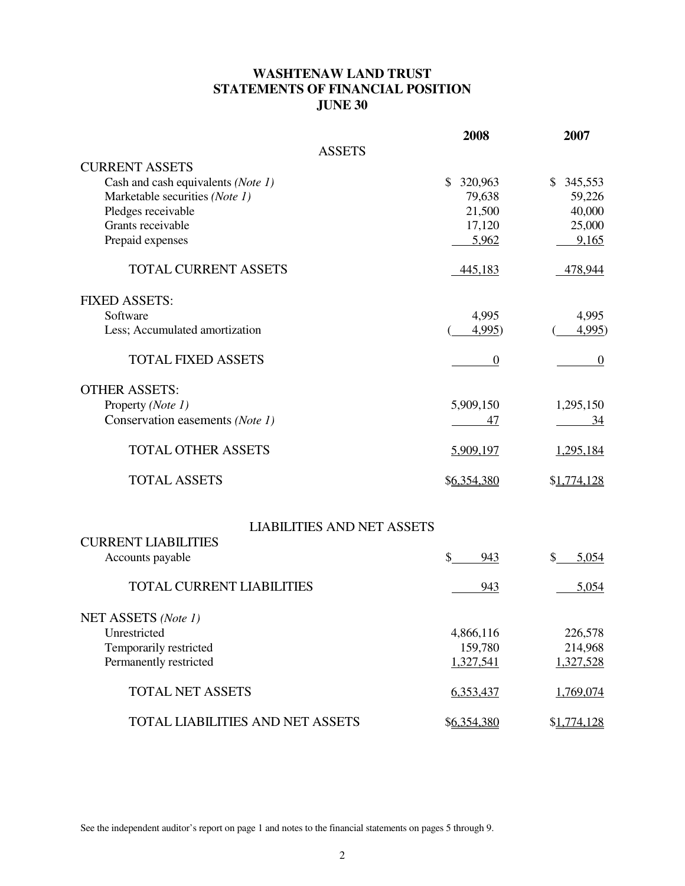# WASHTENAW LAND TRUST
# STATEMENTS OF FINANCIAL POSITION
# JUNE 30

| | 2008 | 2007 |
|---|---|---|
| **ASSETS** | | |
| CURRENT ASSETS | | |
| Cash and cash equivalents *(Note 1)* | $ 320,963 | $ 345,553 |
| Marketable securities *(Note 1)* | 79,638 | 59,226 |
| Pledges receivable | 21,500 | 40,000 |
| Grants receivable | 17,120 | 25,000 |
| Prepaid expenses | 5,962 | 9,165 |
| TOTAL CURRENT ASSETS | 445,183 | 478,944 |
| FIXED ASSETS: | | |
| Software | 4,995 | 4,995 |
| Less; Accumulated amortization | (4,995) | (4,995) |
| TOTAL FIXED ASSETS | 0 | 0 |
| OTHER ASSETS: | | |
| Property *(Note 1)* | 5,909,150 | 1,295,150 |
| Conservation easements *(Note 1)* | 47 | 34 |
| TOTAL OTHER ASSETS | 5,909,197 | 1,295,184 |
| TOTAL ASSETS | $6,354,380 | $1,774,128 |
| **LIABILITIES AND NET ASSETS** | | |
| CURRENT LIABILITIES | | |
| Accounts payable | $ 943 | $ 5,054 |
| TOTAL CURRENT LIABILITIES | 943 | 5,054 |
| NET ASSETS *(Note 1)* | | |
| Unrestricted | 4,866,116 | 226,578 |
| Temporarily restricted | 159,780 | 214,968 |
| Permanently restricted | 1,327,541 | 1,327,528 |
| TOTAL NET ASSETS | 6,353,437 | 1,769,074 |
| TOTAL LIABILITIES AND NET ASSETS | $6,354,380 | $1,774,128 |

See the independent auditor's report on page 1 and notes to the financial statements on pages 5 through 9.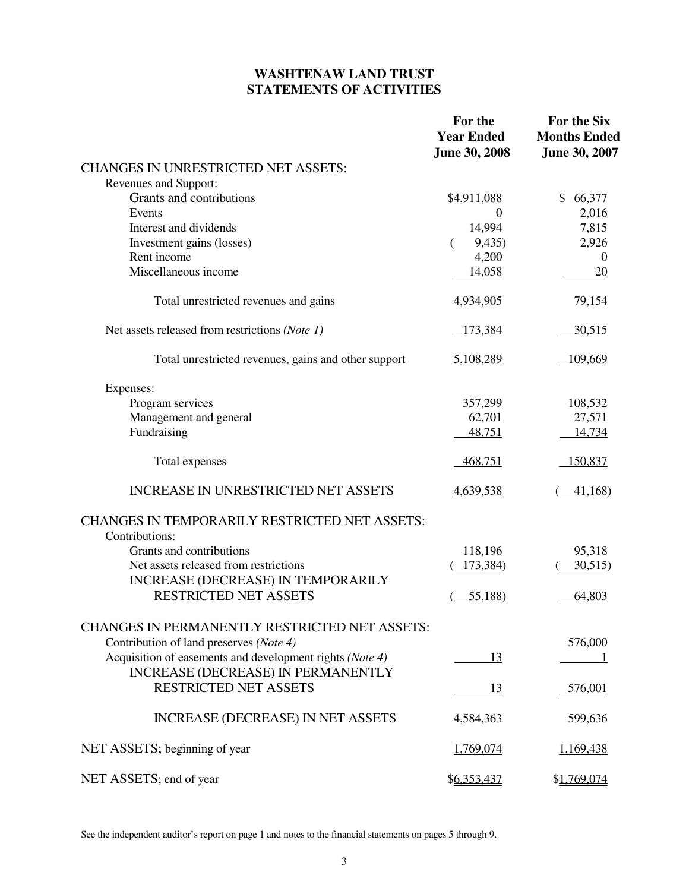# WASHTENAW LAND TRUST
## STATEMENTS OF ACTIVITIES

| | For the Year Ended June 30, 2008 | For the Six Months Ended June 30, 2007 |
|---|---|---|
| CHANGES IN UNRESTRICTED NET ASSETS: | | |
| Revenues and Support: | | |
| Grants and contributions | $4,911,088 | $ 66,377 |
| Events | 0 | 2,016 |
| Interest and dividends | 14,994 | 7,815 |
| Investment gains (losses) | ( 9,435) | 2,926 |
| Rent income | 4,200 | 0 |
| Miscellaneous income | 14,058 | 20 |
| Total unrestricted revenues and gains | 4,934,905 | 79,154 |
| Net assets released from restrictions *(Note 1)* | 173,384 | 30,515 |
| Total unrestricted revenues, gains and other support | 5,108,289 | 109,669 |
| Expenses: | | |
| Program services | 357,299 | 108,532 |
| Management and general | 62,701 | 27,571 |
| Fundraising | 48,751 | 14,734 |
| Total expenses | 468,751 | 150,837 |
| INCREASE IN UNRESTRICTED NET ASSETS | 4,639,538 | ( 41,168) |
| CHANGES IN TEMPORARILY RESTRICTED NET ASSETS: | | |
| Contributions: | | |
| Grants and contributions | 118,196 | 95,318 |
| Net assets released from restrictions | ( 173,384) | ( 30,515) |
| INCREASE (DECREASE) IN TEMPORARILY RESTRICTED NET ASSETS | ( 55,188) | 64,803 |
| CHANGES IN PERMANENTLY RESTRICTED NET ASSETS: | | |
| Contribution of land preserves *(Note 4)* | | 576,000 |
| Acquisition of easements and development rights *(Note 4)* | 13 | 1 |
| INCREASE (DECREASE) IN PERMANENTLY RESTRICTED NET ASSETS | 13 | 576,001 |
| INCREASE (DECREASE) IN NET ASSETS | 4,584,363 | 599,636 |
| NET ASSETS; beginning of year | 1,769,074 | 1,169,438 |
| NET ASSETS; end of year | $6,353,437 | $1,769,074 |

See the independent auditor's report on page 1 and notes to the financial statements on pages 5 through 9.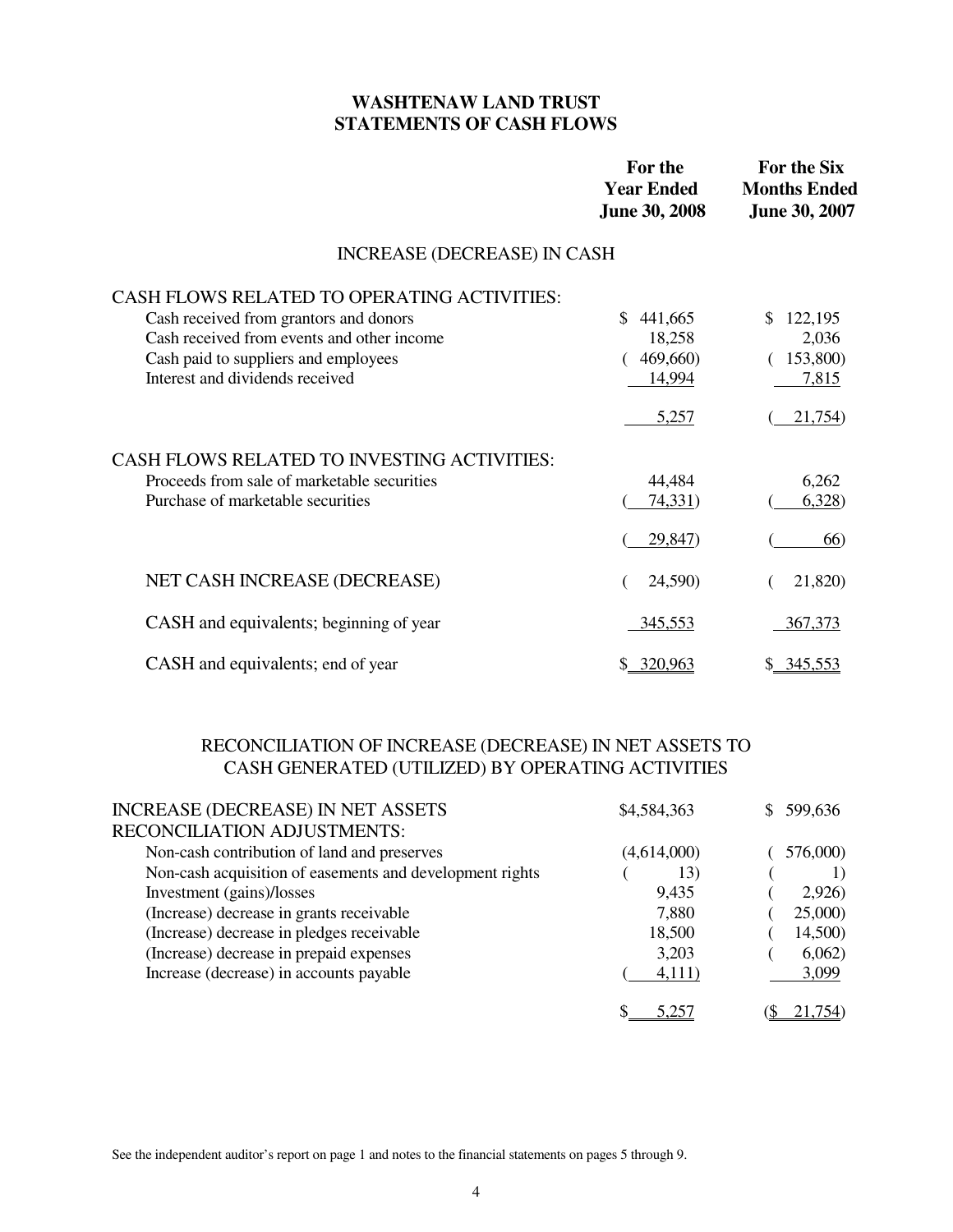# WASHTENAW LAND TRUST
# STATEMENTS OF CASH FLOWS

| | For the Year Ended June 30, 2008 | For the Six Months Ended June 30, 2007 |
|---|---|---|
| **INCREASE (DECREASE) IN CASH** | | |
| **CASH FLOWS RELATED TO OPERATING ACTIVITIES:** | | |
| Cash received from grantors and donors | $ 441,665 | $ 122,195 |
| Cash received from events and other income | 18,258 | 2,036 |
| Cash paid to suppliers and employees | ( 469,660) | ( 153,800) |
| Interest and dividends received | 14,994 | 7,815 |
| | 5,257 | ( 21,754) |
| **CASH FLOWS RELATED TO INVESTING ACTIVITIES:** | | |
| Proceeds from sale of marketable securities | 44,484 | 6,262 |
| Purchase of marketable securities | ( 74,331) | ( 6,328) |
| | ( 29,847) | ( 66) |
| NET CASH INCREASE (DECREASE) | ( 24,590) | ( 21,820) |
| CASH and equivalents; beginning of year | 345,553 | 367,373 |
| CASH and equivalents; end of year | $ 320,963 | $ 345,553 |

## RECONCILIATION OF INCREASE (DECREASE) IN NET ASSETS TO CASH GENERATED (UTILIZED) BY OPERATING ACTIVITIES

| | For the Year Ended June 30, 2008 | For the Six Months Ended June 30, 2007 |
|---|---|---|
| INCREASE (DECREASE) IN NET ASSETS | $4,584,363 | $ 599,636 |
| RECONCILIATION ADJUSTMENTS: | | |
| Non-cash contribution of land and preserves | (4,614,000) | ( 576,000) |
| Non-cash acquisition of easements and development rights | ( 13) | ( 1) |
| Investment (gains)/losses | 9,435 | ( 2,926) |
| (Increase) decrease in grants receivable | 7,880 | ( 25,000) |
| (Increase) decrease in pledges receivable | 18,500 | ( 14,500) |
| (Increase) decrease in prepaid expenses | 3,203 | ( 6,062) |
| Increase (decrease) in accounts payable | ( 4,111) | 3,099 |
| | $ 5,257 | ($ 21,754) |

See the independent auditor's report on page 1 and notes to the financial statements on pages 5 through 9.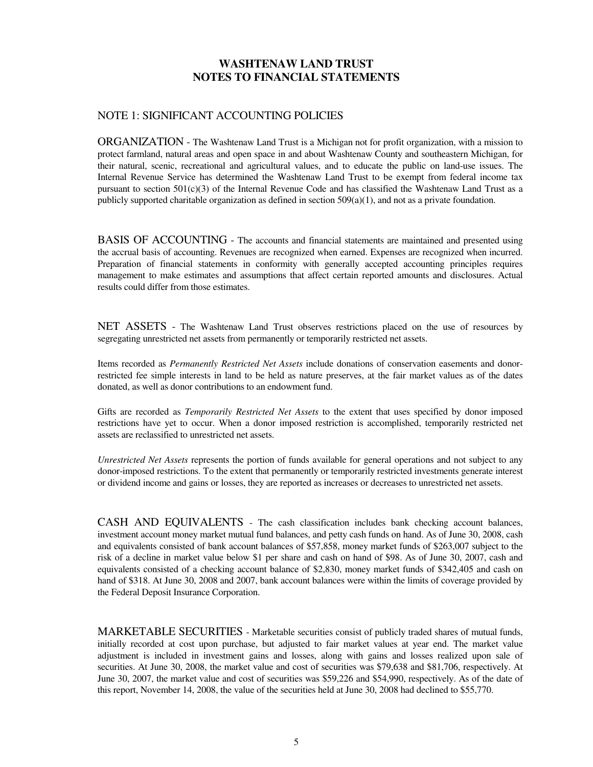# WASHTENAW LAND TRUST
# NOTES TO FINANCIAL STATEMENTS

## NOTE 1: SIGNIFICANT ACCOUNTING POLICIES

ORGANIZATION - The Washtenaw Land Trust is a Michigan not for profit organization, with a mission to protect farmland, natural areas and open space in and about Washtenaw County and southeastern Michigan, for their natural, scenic, recreational and agricultural values, and to educate the public on land-use issues. The Internal Revenue Service has determined the Washtenaw Land Trust to be exempt from federal income tax pursuant to section 501(c)(3) of the Internal Revenue Code and has classified the Washtenaw Land Trust as a publicly supported charitable organization as defined in section 509(a)(1), and not as a private foundation.

BASIS OF ACCOUNTING - The accounts and financial statements are maintained and presented using the accrual basis of accounting. Revenues are recognized when earned. Expenses are recognized when incurred. Preparation of financial statements in conformity with generally accepted accounting principles requires management to make estimates and assumptions that affect certain reported amounts and disclosures. Actual results could differ from those estimates.

NET ASSETS - The Washtenaw Land Trust observes restrictions placed on the use of resources by segregating unrestricted net assets from permanently or temporarily restricted net assets.

Items recorded as *Permanently Restricted Net Assets* include donations of conservation easements and donor-restricted fee simple interests in land to be held as nature preserves, at the fair market values as of the dates donated, as well as donor contributions to an endowment fund.

Gifts are recorded as *Temporarily Restricted Net Assets* to the extent that uses specified by donor imposed restrictions have yet to occur. When a donor imposed restriction is accomplished, temporarily restricted net assets are reclassified to unrestricted net assets.

*Unrestricted Net Assets* represents the portion of funds available for general operations and not subject to any donor-imposed restrictions. To the extent that permanently or temporarily restricted investments generate interest or dividend income and gains or losses, they are reported as increases or decreases to unrestricted net assets.

CASH AND EQUIVALENTS - The cash classification includes bank checking account balances, investment account money market mutual fund balances, and petty cash funds on hand. As of June 30, 2008, cash and equivalents consisted of bank account balances of $57,858, money market funds of $263,007 subject to the risk of a decline in market value below $1 per share and cash on hand of $98. As of June 30, 2007, cash and equivalents consisted of a checking account balance of $2,830, money market funds of $342,405 and cash on hand of $318. At June 30, 2008 and 2007, bank account balances were within the limits of coverage provided by the Federal Deposit Insurance Corporation.

MARKETABLE SECURITIES - Marketable securities consist of publicly traded shares of mutual funds, initially recorded at cost upon purchase, but adjusted to fair market values at year end. The market value adjustment is included in investment gains and losses, along with gains and losses realized upon sale of securities. At June 30, 2008, the market value and cost of securities was $79,638 and $81,706, respectively. At June 30, 2007, the market value and cost of securities was $59,226 and $54,990, respectively. As of the date of this report, November 14, 2008, the value of the securities held at June 30, 2008 had declined to $55,770.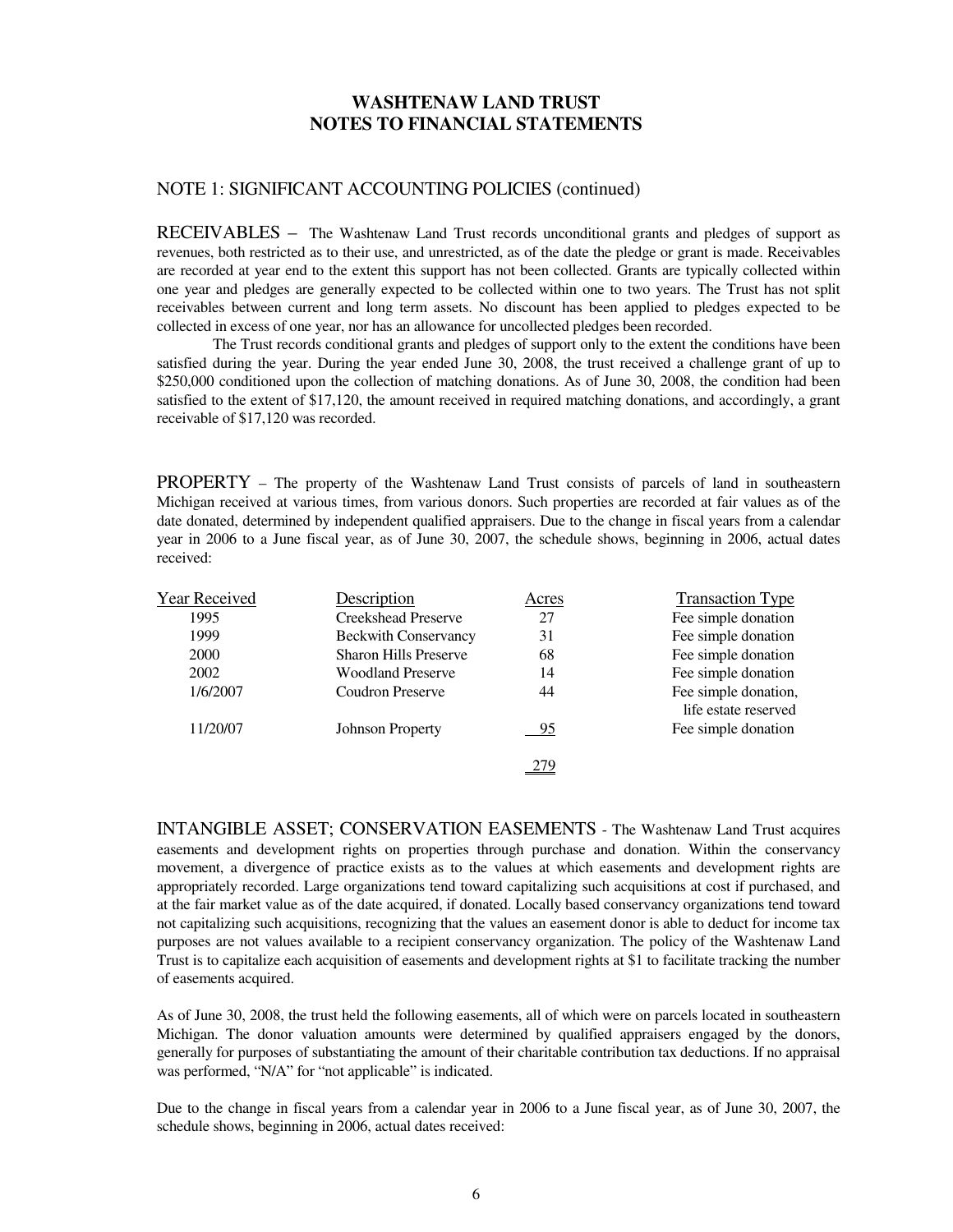# WASHTENAW LAND TRUST
# NOTES TO FINANCIAL STATEMENTS

## NOTE 1: SIGNIFICANT ACCOUNTING POLICIES (continued)

RECEIVABLES – The Washtenaw Land Trust records unconditional grants and pledges of support as revenues, both restricted as to their use, and unrestricted, as of the date the pledge or grant is made. Receivables are recorded at year end to the extent this support has not been collected. Grants are typically collected within one year and pledges are generally expected to be collected within one to two years. The Trust has not split receivables between current and long term assets. No discount has been applied to pledges expected to be collected in excess of one year, nor has an allowance for uncollected pledges been recorded.

The Trust records conditional grants and pledges of support only to the extent the conditions have been satisfied during the year. During the year ended June 30, 2008, the trust received a challenge grant of up to $250,000 conditioned upon the collection of matching donations. As of June 30, 2008, the condition had been satisfied to the extent of $17,120, the amount received in required matching donations, and accordingly, a grant receivable of $17,120 was recorded.

PROPERTY – The property of the Washtenaw Land Trust consists of parcels of land in southeastern Michigan received at various times, from various donors. Such properties are recorded at fair values as of the date donated, determined by independent qualified appraisers. Due to the change in fiscal years from a calendar year in 2006 to a June fiscal year, as of June 30, 2007, the schedule shows, beginning in 2006, actual dates received:

| Year Received | Description | Acres | Transaction Type |
|---|---|---|---|
| 1995 | Creekshead Preserve | 27 | Fee simple donation |
| 1999 | Beckwith Conservancy | 31 | Fee simple donation |
| 2000 | Sharon Hills Preserve | 68 | Fee simple donation |
| 2002 | Woodland Preserve | 14 | Fee simple donation |
| 1/6/2007 | Coudron Preserve | 44 | Fee simple donation, life estate reserved |
| 11/20/07 | Johnson Property | 95 | Fee simple donation |
| | | 279 | |

INTANGIBLE ASSET; CONSERVATION EASEMENTS - The Washtenaw Land Trust acquires easements and development rights on properties through purchase and donation. Within the conservancy movement, a divergence of practice exists as to the values at which easements and development rights are appropriately recorded. Large organizations tend toward capitalizing such acquisitions at cost if purchased, and at the fair market value as of the date acquired, if donated. Locally based conservancy organizations tend toward not capitalizing such acquisitions, recognizing that the values an easement donor is able to deduct for income tax purposes are not values available to a recipient conservancy organization. The policy of the Washtenaw Land Trust is to capitalize each acquisition of easements and development rights at $1 to facilitate tracking the number of easements acquired.

As of June 30, 2008, the trust held the following easements, all of which were on parcels located in southeastern Michigan. The donor valuation amounts were determined by qualified appraisers engaged by the donors, generally for purposes of substantiating the amount of their charitable contribution tax deductions. If no appraisal was performed, "N/A" for "not applicable" is indicated.

Due to the change in fiscal years from a calendar year in 2006 to a June fiscal year, as of June 30, 2007, the schedule shows, beginning in 2006, actual dates received: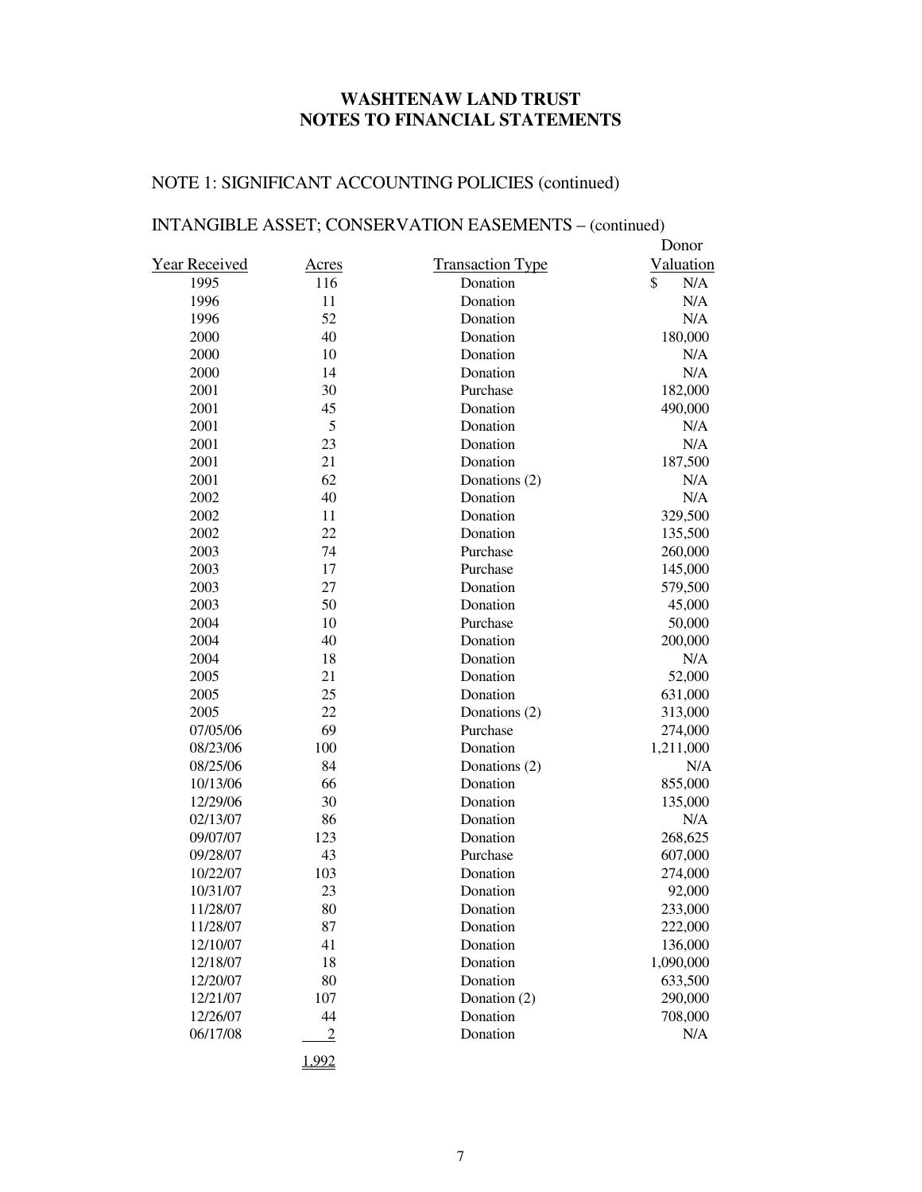# WASHTENAW LAND TRUST
# NOTES TO FINANCIAL STATEMENTS

## NOTE 1: SIGNIFICANT ACCOUNTING POLICIES (continued)

### INTANGIBLE ASSET; CONSERVATION EASEMENTS – (continued)

| Year Received | Acres | Transaction Type | Donor Valuation |
|---|---|---|---|
| 1995 | 116 | Donation | $ N/A |
| 1996 | 11 | Donation | N/A |
| 1996 | 52 | Donation | N/A |
| 2000 | 40 | Donation | 180,000 |
| 2000 | 10 | Donation | N/A |
| 2000 | 14 | Donation | N/A |
| 2001 | 30 | Purchase | 182,000 |
| 2001 | 45 | Donation | 490,000 |
| 2001 | 5 | Donation | N/A |
| 2001 | 23 | Donation | N/A |
| 2001 | 21 | Donation | 187,500 |
| 2001 | 62 | Donations (2) | N/A |
| 2002 | 40 | Donation | N/A |
| 2002 | 11 | Donation | 329,500 |
| 2002 | 22 | Donation | 135,500 |
| 2003 | 74 | Purchase | 260,000 |
| 2003 | 17 | Purchase | 145,000 |
| 2003 | 27 | Donation | 579,500 |
| 2003 | 50 | Donation | 45,000 |
| 2004 | 10 | Purchase | 50,000 |
| 2004 | 40 | Donation | 200,000 |
| 2004 | 18 | Donation | N/A |
| 2005 | 21 | Donation | 52,000 |
| 2005 | 25 | Donation | 631,000 |
| 2005 | 22 | Donations (2) | 313,000 |
| 07/05/06 | 69 | Purchase | 274,000 |
| 08/23/06 | 100 | Donation | 1,211,000 |
| 08/25/06 | 84 | Donations (2) | N/A |
| 10/13/06 | 66 | Donation | 855,000 |
| 12/29/06 | 30 | Donation | 135,000 |
| 02/13/07 | 86 | Donation | N/A |
| 09/07/07 | 123 | Donation | 268,625 |
| 09/28/07 | 43 | Purchase | 607,000 |
| 10/22/07 | 103 | Donation | 274,000 |
| 10/31/07 | 23 | Donation | 92,000 |
| 11/28/07 | 80 | Donation | 233,000 |
| 11/28/07 | 87 | Donation | 222,000 |
| 12/10/07 | 41 | Donation | 136,000 |
| 12/18/07 | 18 | Donation | 1,090,000 |
| 12/20/07 | 80 | Donation | 633,500 |
| 12/21/07 | 107 | Donation (2) | 290,000 |
| 12/26/07 | 44 | Donation | 708,000 |
| 06/17/08 | 2 | Donation | N/A |
| | 1,992 | | |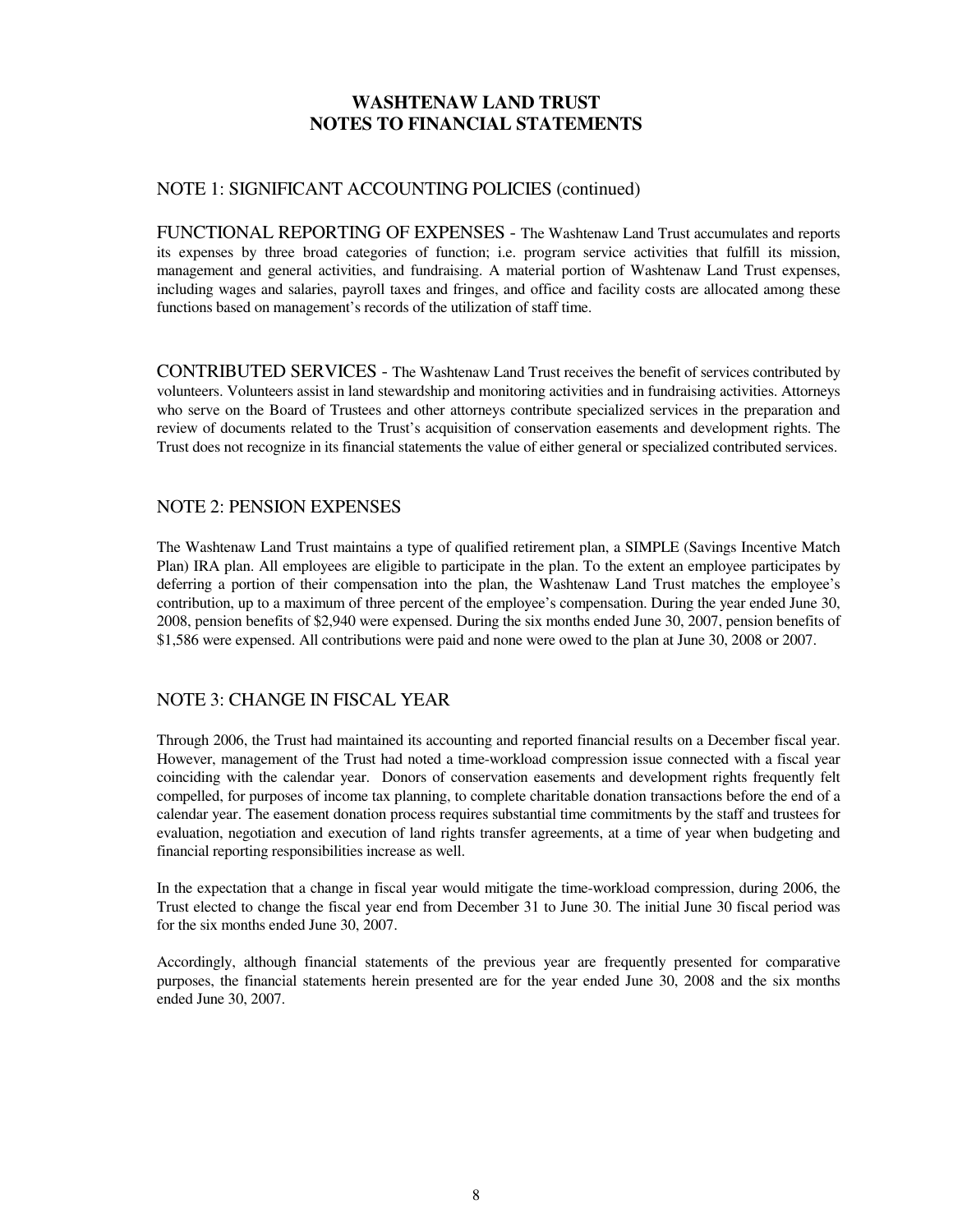# WASHTENAW LAND TRUST
# NOTES TO FINANCIAL STATEMENTS

## NOTE 1: SIGNIFICANT ACCOUNTING POLICIES (continued)

FUNCTIONAL REPORTING OF EXPENSES - The Washtenaw Land Trust accumulates and reports its expenses by three broad categories of function; i.e. program service activities that fulfill its mission, management and general activities, and fundraising. A material portion of Washtenaw Land Trust expenses, including wages and salaries, payroll taxes and fringes, and office and facility costs are allocated among these functions based on management's records of the utilization of staff time.

CONTRIBUTED SERVICES - The Washtenaw Land Trust receives the benefit of services contributed by volunteers. Volunteers assist in land stewardship and monitoring activities and in fundraising activities. Attorneys who serve on the Board of Trustees and other attorneys contribute specialized services in the preparation and review of documents related to the Trust's acquisition of conservation easements and development rights. The Trust does not recognize in its financial statements the value of either general or specialized contributed services.

## NOTE 2: PENSION EXPENSES

The Washtenaw Land Trust maintains a type of qualified retirement plan, a SIMPLE (Savings Incentive Match Plan) IRA plan. All employees are eligible to participate in the plan. To the extent an employee participates by deferring a portion of their compensation into the plan, the Washtenaw Land Trust matches the employee's contribution, up to a maximum of three percent of the employee's compensation. During the year ended June 30, 2008, pension benefits of $2,940 were expensed. During the six months ended June 30, 2007, pension benefits of $1,586 were expensed. All contributions were paid and none were owed to the plan at June 30, 2008 or 2007.

## NOTE 3: CHANGE IN FISCAL YEAR

Through 2006, the Trust had maintained its accounting and reported financial results on a December fiscal year. However, management of the Trust had noted a time-workload compression issue connected with a fiscal year coinciding with the calendar year. Donors of conservation easements and development rights frequently felt compelled, for purposes of income tax planning, to complete charitable donation transactions before the end of a calendar year. The easement donation process requires substantial time commitments by the staff and trustees for evaluation, negotiation and execution of land rights transfer agreements, at a time of year when budgeting and financial reporting responsibilities increase as well.

In the expectation that a change in fiscal year would mitigate the time-workload compression, during 2006, the Trust elected to change the fiscal year end from December 31 to June 30. The initial June 30 fiscal period was for the six months ended June 30, 2007.

Accordingly, although financial statements of the previous year are frequently presented for comparative purposes, the financial statements herein presented are for the year ended June 30, 2008 and the six months ended June 30, 2007.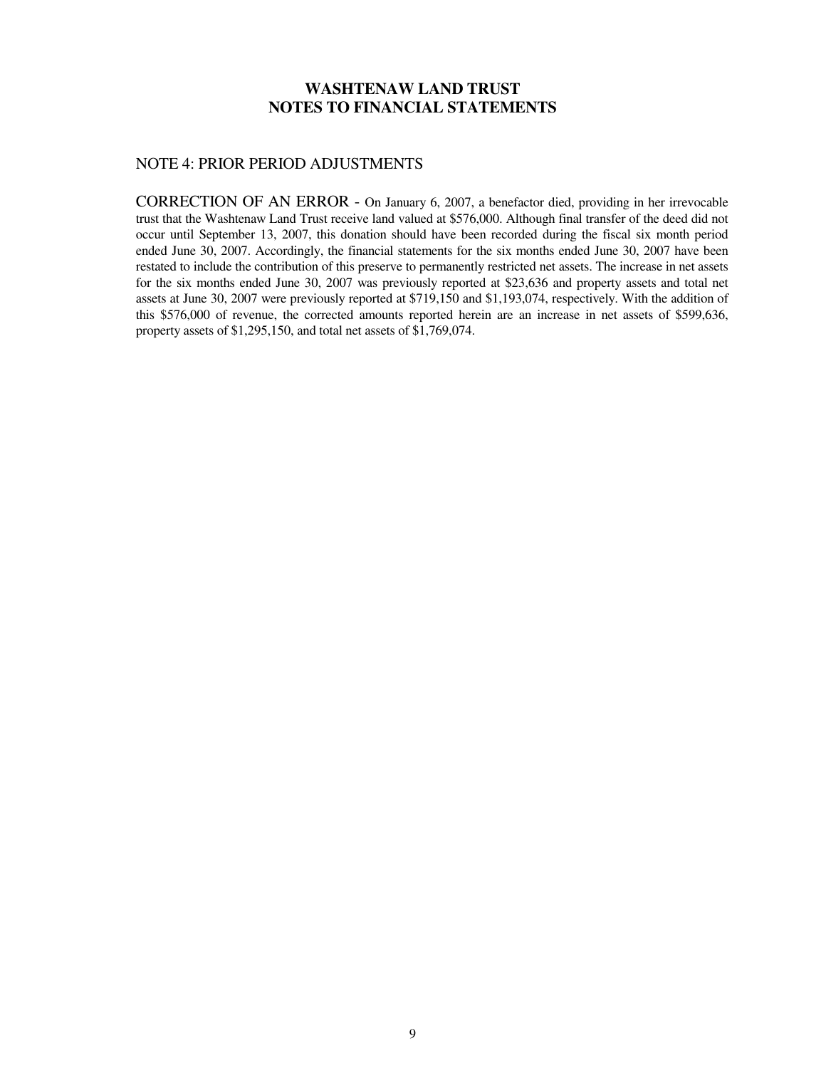# WASHTENAW LAND TRUST
# NOTES TO FINANCIAL STATEMENTS

## NOTE 4: PRIOR PERIOD ADJUSTMENTS

CORRECTION OF AN ERROR - On January 6, 2007, a benefactor died, providing in her irrevocable trust that the Washtenaw Land Trust receive land valued at $576,000. Although final transfer of the deed did not occur until September 13, 2007, this donation should have been recorded during the fiscal six month period ended June 30, 2007. Accordingly, the financial statements for the six months ended June 30, 2007 have been restated to include the contribution of this preserve to permanently restricted net assets. The increase in net assets for the six months ended June 30, 2007 was previously reported at $23,636 and property assets and total net assets at June 30, 2007 were previously reported at $719,150 and $1,193,074, respectively. With the addition of this $576,000 of revenue, the corrected amounts reported herein are an increase in net assets of $599,636, property assets of $1,295,150, and total net assets of $1,769,074.